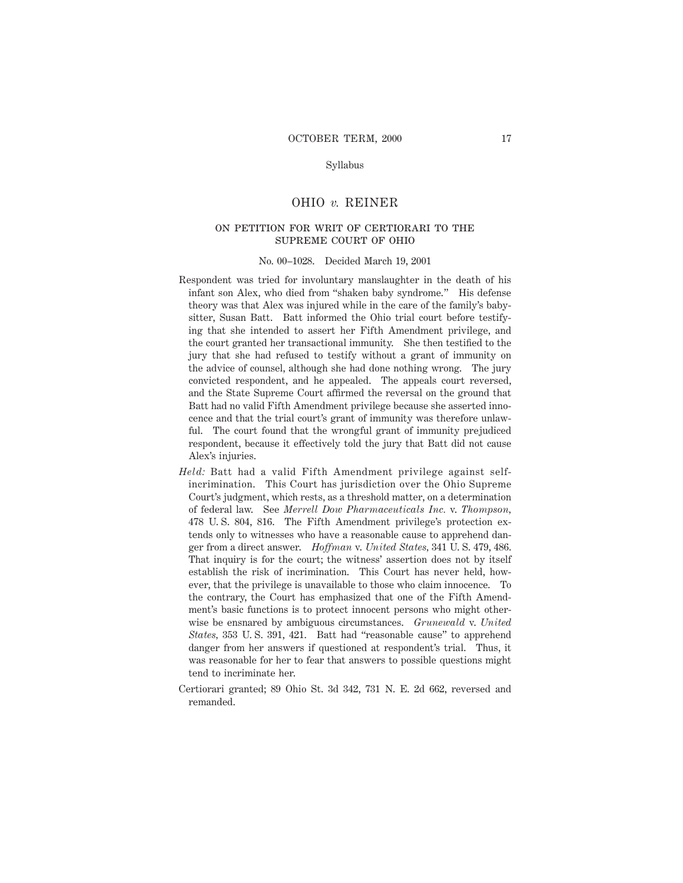Syllabus

# OHIO *v.* REINER

## ON PETITION FOR WRIT OF CERTIORARI TO THE SUPREME COURT OF OHIO

No. 00–1028. Decided March 19, 2001

Respondent was tried for involuntary manslaughter in the death of his infant son Alex, who died from "shaken baby syndrome." His defense theory was that Alex was injured while in the care of the family's babysitter, Susan Batt. Batt informed the Ohio trial court before testifying that she intended to assert her Fifth Amendment privilege, and the court granted her transactional immunity. She then testified to the jury that she had refused to testify without a grant of immunity on the advice of counsel, although she had done nothing wrong. The jury convicted respondent, and he appealed. The appeals court reversed, and the State Supreme Court affirmed the reversal on the ground that Batt had no valid Fifth Amendment privilege because she asserted innocence and that the trial court's grant of immunity was therefore unlawful. The court found that the wrongful grant of immunity prejudiced respondent, because it effectively told the jury that Batt did not cause Alex's injuries.

*Held:* Batt had a valid Fifth Amendment privilege against self-incrimination. This Court has jurisdiction over the Ohio Supreme Court's judgment, which rests, as a threshold matter, on a determination of federal law. See *Merrell Dow Pharmaceuticals Inc.* v. *Thompson*, 478 U. S. 804, 816. The Fifth Amendment privilege's protection extends only to witnesses who have a reasonable cause to apprehend danger from a direct answer. *Hoffman* v. *United States*, 341 U. S. 479, 486. That inquiry is for the court; the witness' assertion does not by itself establish the risk of incrimination. This Court has never held, however, that the privilege is unavailable to those who claim innocence. To the contrary, the Court has emphasized that one of the Fifth Amendment's basic functions is to protect innocent persons who might otherwise be ensnared by ambiguous circumstances. *Grunewald* v. *United States*, 353 U. S. 391, 421. Batt had "reasonable cause" to apprehend danger from her answers if questioned at respondent's trial. Thus, it was reasonable for her to fear that answers to possible questions might tend to incriminate her.

Certiorari granted; 89 Ohio St. 3d 342, 731 N. E. 2d 662, reversed and remanded.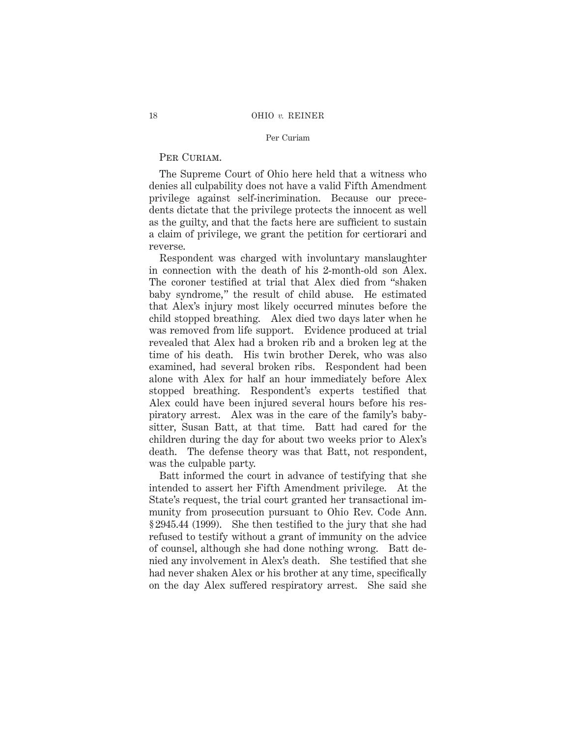Per Curiam.

The Supreme Court of Ohio here held that a witness who denies all culpability does not have a valid Fifth Amendment privilege against self-incrimination. Because our precedents dictate that the privilege protects the innocent as well as the guilty, and that the facts here are sufficient to sustain a claim of privilege, we grant the petition for certiorari and reverse.

Respondent was charged with involuntary manslaughter in connection with the death of his 2-month-old son Alex. The coroner testified at trial that Alex died from "shaken baby syndrome," the result of child abuse. He estimated that Alex's injury most likely occurred minutes before the child stopped breathing. Alex died two days later when he was removed from life support. Evidence produced at trial revealed that Alex had a broken rib and a broken leg at the time of his death. His twin brother Derek, who was also examined, had several broken ribs. Respondent had been alone with Alex for half an hour immediately before Alex stopped breathing. Respondent's experts testified that Alex could have been injured several hours before his respiratory arrest. Alex was in the care of the family's babysitter, Susan Batt, at that time. Batt had cared for the children during the day for about two weeks prior to Alex's death. The defense theory was that Batt, not respondent, was the culpable party.

Batt informed the court in advance of testifying that she intended to assert her Fifth Amendment privilege. At the State's request, the trial court granted her transactional immunity from prosecution pursuant to Ohio Rev. Code Ann. § 2945.44 (1999). She then testified to the jury that she had refused to testify without a grant of immunity on the advice of counsel, although she had done nothing wrong. Batt denied any involvement in Alex's death. She testified that she had never shaken Alex or his brother at any time, specifically on the day Alex suffered respiratory arrest. She said she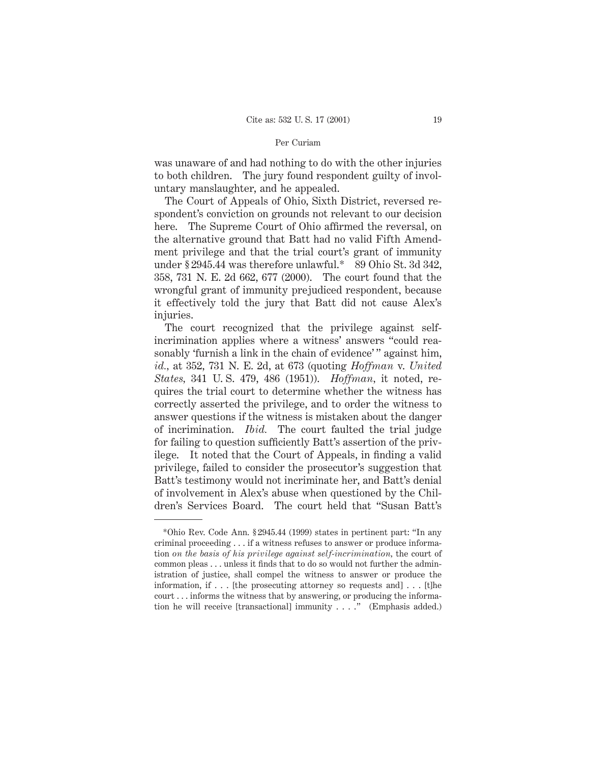was unaware of and had nothing to do with the other injuries to both children. The jury found respondent guilty of involuntary manslaughter, and he appealed.

The Court of Appeals of Ohio, Sixth District, reversed respondent's conviction on grounds not relevant to our decision here. The Supreme Court of Ohio affirmed the reversal, on the alternative ground that Batt had no valid Fifth Amendment privilege and that the trial court's grant of immunity under § 2945.44 was therefore unlawful.* 89 Ohio St. 3d 342, 358, 731 N. E. 2d 662, 677 (2000). The court found that the wrongful grant of immunity prejudiced respondent, because it effectively told the jury that Batt did not cause Alex's injuries.

The court recognized that the privilege against self-incrimination applies where a witness' answers "could reasonably 'furnish a link in the chain of evidence'" against him, *id.*, at 352, 731 N. E. 2d, at 673 (quoting *Hoffman* v. *United States*, 341 U. S. 479, 486 (1951)). *Hoffman*, it noted, requires the trial court to determine whether the witness has correctly asserted the privilege, and to order the witness to answer questions if the witness is mistaken about the danger of incrimination. *Ibid.* The court faulted the trial judge for failing to question sufficiently Batt's assertion of the privilege. It noted that the Court of Appeals, in finding a valid privilege, failed to consider the prosecutor's suggestion that Batt's testimony would not incriminate her, and Batt's denial of involvement in Alex's abuse when questioned by the Children's Services Board. The court held that "Susan Batt's

---

*Ohio Rev. Code Ann. § 2945.44 (1999) states in pertinent part: "In any criminal proceeding . . . if a witness refuses to answer or produce information *on the basis of his privilege against self-incrimination*, the court of common pleas . . . unless it finds that to do so would not further the administration of justice, shall compel the witness to answer or produce the information, if . . . [the prosecuting attorney so requests and] . . . [t]he court . . . informs the witness that by answering, or producing the information he will receive [transactional] immunity . . . ." (Emphasis added.)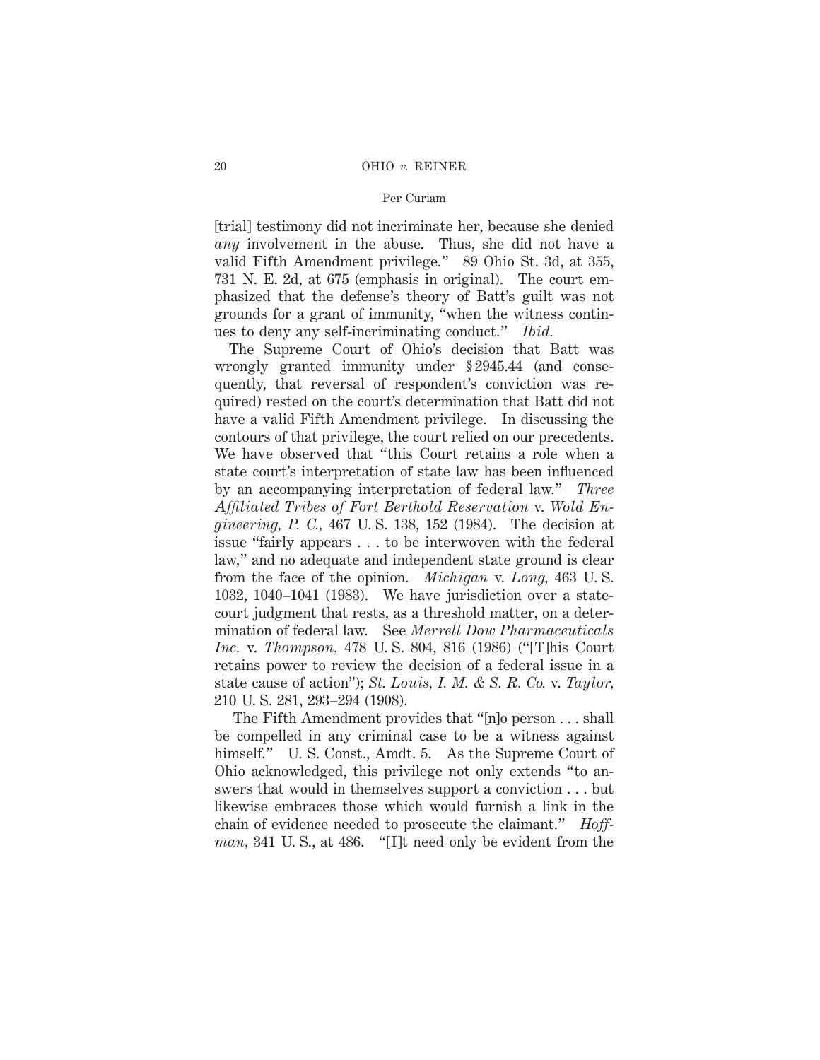[trial] testimony did not incriminate her, because she denied *any* involvement in the abuse. Thus, she did not have a valid Fifth Amendment privilege." 89 Ohio St. 3d, at 355, 731 N. E. 2d, at 675 (emphasis in original). The court emphasized that the defense's theory of Batt's guilt was not grounds for a grant of immunity, "when the witness continues to deny any self-incriminating conduct." *Ibid.*

The Supreme Court of Ohio's decision that Batt was wrongly granted immunity under § 2945.44 (and consequently, that reversal of respondent's conviction was required) rested on the court's determination that Batt did not have a valid Fifth Amendment privilege. In discussing the contours of that privilege, the court relied on our precedents. We have observed that "this Court retains a role when a state court's interpretation of state law has been influenced by an accompanying interpretation of federal law." *Three Affiliated Tribes of Fort Berthold Reservation* v. *Wold Engineering, P. C.*, 467 U. S. 138, 152 (1984). The decision at issue "fairly appears . . . to be interwoven with the federal law," and no adequate and independent state ground is clear from the face of the opinion. *Michigan* v. *Long*, 463 U. S. 1032, 1040–1041 (1983). We have jurisdiction over a state-court judgment that rests, as a threshold matter, on a determination of federal law. See *Merrell Dow Pharmaceuticals Inc.* v. *Thompson*, 478 U. S. 804, 816 (1986) ("[T]his Court retains power to review the decision of a federal issue in a state cause of action"); *St. Louis, I. M. & S. R. Co.* v. *Taylor*, 210 U. S. 281, 293–294 (1908).

The Fifth Amendment provides that "[n]o person . . . shall be compelled in any criminal case to be a witness against himself." U. S. Const., Amdt. 5. As the Supreme Court of Ohio acknowledged, this privilege not only extends "to answers that would in themselves support a conviction . . . but likewise embraces those which would furnish a link in the chain of evidence needed to prosecute the claimant." *Hoffman*, 341 U. S., at 486. "[I]t need only be evident from the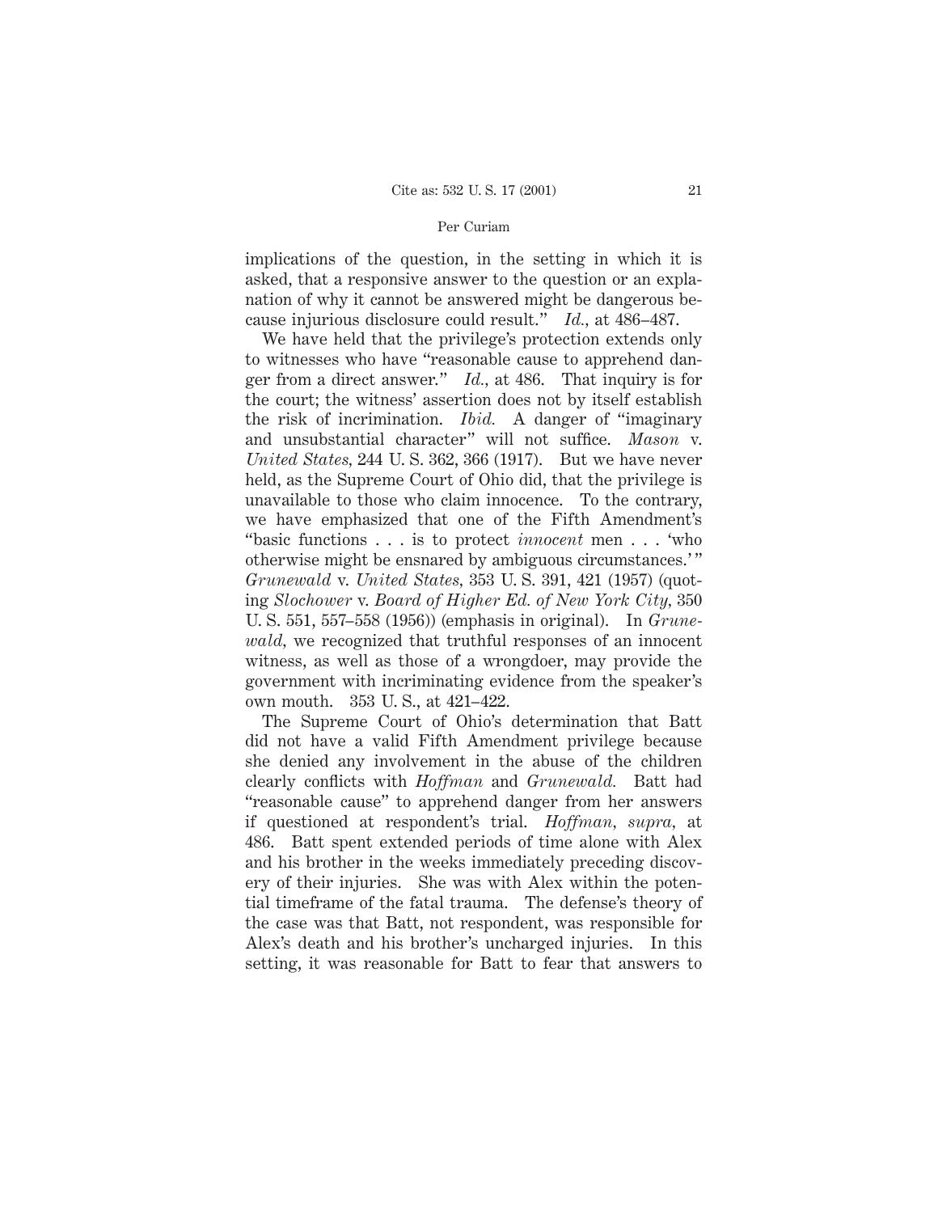implications of the question, in the setting in which it is asked, that a responsive answer to the question or an explanation of why it cannot be answered might be dangerous because injurious disclosure could result." *Id.*, at 486–487.

We have held that the privilege's protection extends only to witnesses who have "reasonable cause to apprehend danger from a direct answer." *Id.*, at 486. That inquiry is for the court; the witness' assertion does not by itself establish the risk of incrimination. *Ibid.* A danger of "imaginary and unsubstantial character" will not suffice. *Mason* v. *United States*, 244 U. S. 362, 366 (1917). But we have never held, as the Supreme Court of Ohio did, that the privilege is unavailable to those who claim innocence. To the contrary, we have emphasized that one of the Fifth Amendment's "basic functions . . . is to protect *innocent* men . . . 'who otherwise might be ensnared by ambiguous circumstances.'" *Grunewald* v. *United States*, 353 U. S. 391, 421 (1957) (quoting *Slochower* v. *Board of Higher Ed. of New York City*, 350 U. S. 551, 557–558 (1956)) (emphasis in original). In *Grunewald*, we recognized that truthful responses of an innocent witness, as well as those of a wrongdoer, may provide the government with incriminating evidence from the speaker's own mouth. 353 U. S., at 421–422.

The Supreme Court of Ohio's determination that Batt did not have a valid Fifth Amendment privilege because she denied any involvement in the abuse of the children clearly conflicts with *Hoffman* and *Grunewald*. Batt had "reasonable cause" to apprehend danger from her answers if questioned at respondent's trial. *Hoffman*, *supra*, at 486. Batt spent extended periods of time alone with Alex and his brother in the weeks immediately preceding discovery of their injuries. She was with Alex within the potential timeframe of the fatal trauma. The defense's theory of the case was that Batt, not respondent, was responsible for Alex's death and his brother's uncharged injuries. In this setting, it was reasonable for Batt to fear that answers to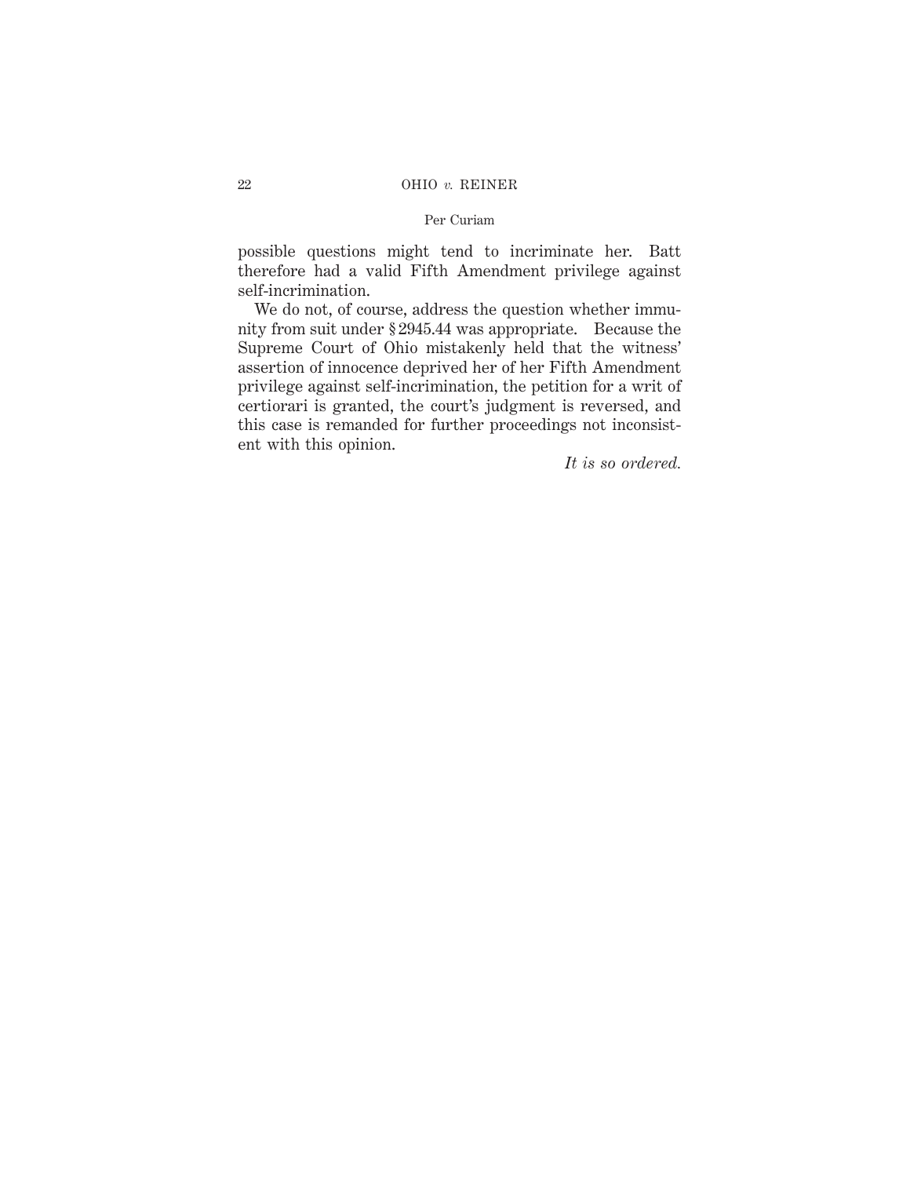possible questions might tend to incriminate her. Batt therefore had a valid Fifth Amendment privilege against self-incrimination.

We do not, of course, address the question whether immunity from suit under § 2945.44 was appropriate. Because the Supreme Court of Ohio mistakenly held that the witness' assertion of innocence deprived her of her Fifth Amendment privilege against self-incrimination, the petition for a writ of certiorari is granted, the court's judgment is reversed, and this case is remanded for further proceedings not inconsistent with this opinion.

*It is so ordered.*